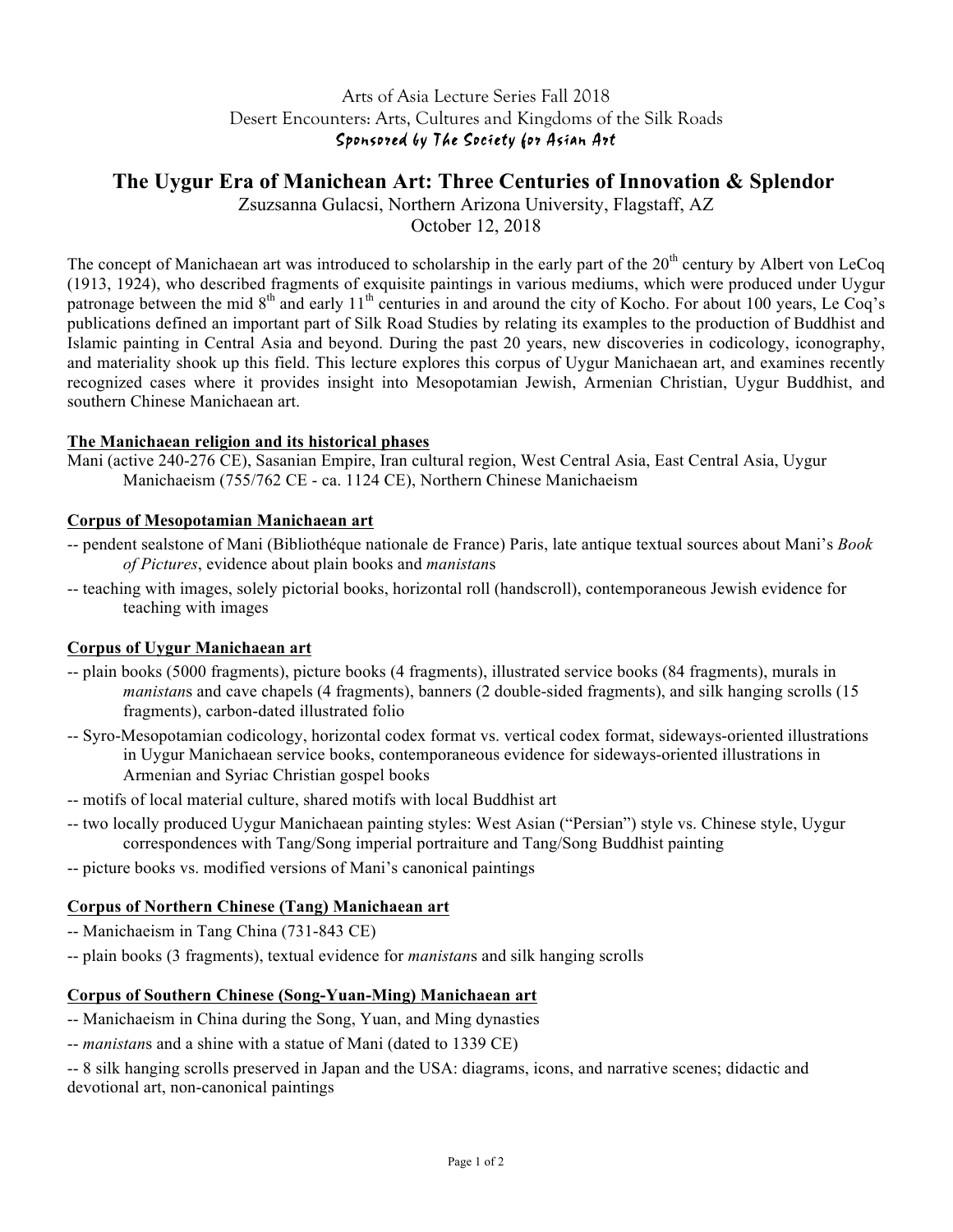Arts of Asia Lecture Series Fall 2018

Desert Encounters: Arts, Cultures and Kingdoms of the Silk Roads

*Sponsored by The Society for Asian Art*

# The Uygur Era of Manichean Art: Three Centuries of Innovation & Splendor

Zsuzsanna Gulacsi, Northern Arizona University, Flagstaff, AZ

October 12, 2018

The concept of Manichaean art was introduced to scholarship in the early part of the 20th century by Albert von LeCoq (1913, 1924), who described fragments of exquisite paintings in various mediums, which were produced under Uygur patronage between the mid 8th and early 11th centuries in and around the city of Kocho. For about 100 years, Le Coq's publications defined an important part of Silk Road Studies by relating its examples to the production of Buddhist and Islamic painting in Central Asia and beyond. During the past 20 years, new discoveries in codicology, iconography, and materiality shook up this field. This lecture explores this corpus of Uygur Manichaean art, and examines recently recognized cases where it provides insight into Mesopotamian Jewish, Armenian Christian, Uygur Buddhist, and southern Chinese Manichaean art.

## The Manichaean religion and its historical phases

Mani (active 240-276 CE), Sasanian Empire, Iran cultural region, West Central Asia, East Central Asia, Uygur Manichaeism (755/762 CE - ca. 1124 CE), Northern Chinese Manichaeism

## Corpus of Mesopotamian Manichaean art

-- pendent sealstone of Mani (Bibliothéque nationale de France) Paris, late antique textual sources about Mani's *Book of Pictures*, evidence about plain books and *manistan*s

-- teaching with images, solely pictorial books, horizontal roll (handscroll), contemporaneous Jewish evidence for teaching with images

## Corpus of Uygur Manichaean art

-- plain books (5000 fragments), picture books (4 fragments), illustrated service books (84 fragments), murals in *manistan*s and cave chapels (4 fragments), banners (2 double-sided fragments), and silk hanging scrolls (15 fragments), carbon-dated illustrated folio

-- Syro-Mesopotamian codicology, horizontal codex format vs. vertical codex format, sideways-oriented illustrations in Uygur Manichaean service books, contemporaneous evidence for sideways-oriented illustrations in Armenian and Syriac Christian gospel books

-- motifs of local material culture, shared motifs with local Buddhist art

-- two locally produced Uygur Manichaean painting styles: West Asian ("Persian") style vs. Chinese style, Uygur correspondences with Tang/Song imperial portraiture and Tang/Song Buddhist painting

-- picture books vs. modified versions of Mani's canonical paintings

## Corpus of Northern Chinese (Tang) Manichaean art

-- Manichaeism in Tang China (731-843 CE)

-- plain books (3 fragments), textual evidence for *manistan*s and silk hanging scrolls

## Corpus of Southern Chinese (Song-Yuan-Ming) Manichaean art

-- Manichaeism in China during the Song, Yuan, and Ming dynasties

-- *manistan*s and a shine with a statue of Mani (dated to 1339 CE)

-- 8 silk hanging scrolls preserved in Japan and the USA: diagrams, icons, and narrative scenes; didactic and devotional art, non-canonical paintings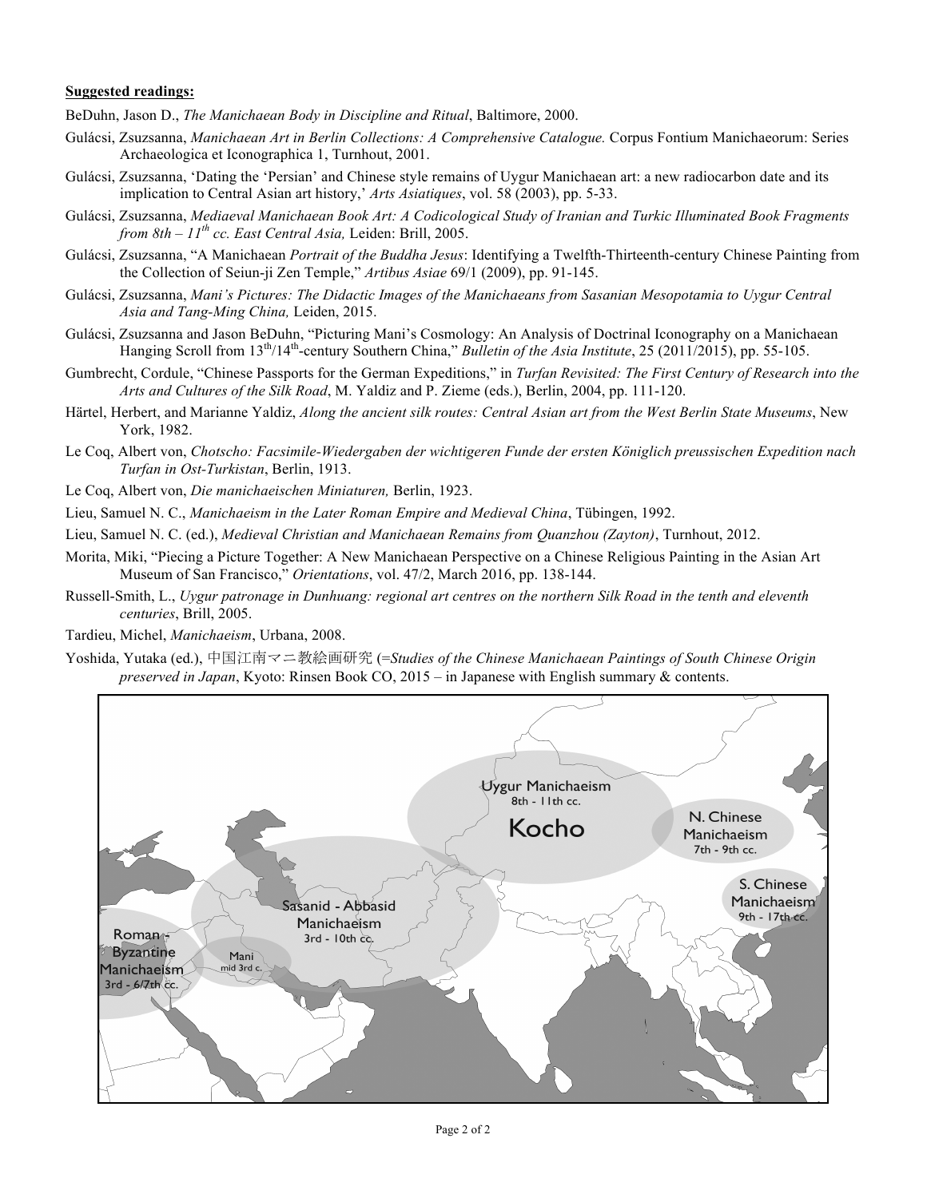**Suggested readings:**

BeDuhn, Jason D., *The Manichaean Body in Discipline and Ritual*, Baltimore, 2000.

Gulácsi, Zsuzsanna, *Manichaean Art in Berlin Collections: A Comprehensive Catalogue.* Corpus Fontium Manichaeorum: Series Archaeologica et Iconographica 1, Turnhout, 2001.

Gulácsi, Zsuzsanna, 'Dating the 'Persian' and Chinese style remains of Uygur Manichaean art: a new radiocarbon date and its implication to Central Asian art history,' *Arts Asiatiques*, vol. 58 (2003), pp. 5-33.

Gulácsi, Zsuzsanna, *Mediaeval Manichaean Book Art: A Codicological Study of Iranian and Turkic Illuminated Book Fragments from 8th – 11th cc. East Central Asia,* Leiden: Brill, 2005.

Gulácsi, Zsuzsanna, "A Manichaean *Portrait of the Buddha Jesus*: Identifying a Twelfth-Thirteenth-century Chinese Painting from the Collection of Seiun-ji Zen Temple," *Artibus Asiae* 69/1 (2009), pp. 91-145.

Gulácsi, Zsuzsanna, *Mani's Pictures: The Didactic Images of the Manichaeans from Sasanian Mesopotamia to Uygur Central Asia and Tang-Ming China,* Leiden, 2015.

Gulácsi, Zsuzsanna and Jason BeDuhn, "Picturing Mani's Cosmology: An Analysis of Doctrinal Iconography on a Manichaean Hanging Scroll from 13th/14th-century Southern China," *Bulletin of the Asia Institute*, 25 (2011/2015), pp. 55-105.

Gumbrecht, Cordule, "Chinese Passports for the German Expeditions," in *Turfan Revisited: The First Century of Research into the Arts and Cultures of the Silk Road*, M. Yaldiz and P. Zieme (eds.), Berlin, 2004, pp. 111-120.

Härtel, Herbert, and Marianne Yaldiz, *Along the ancient silk routes: Central Asian art from the West Berlin State Museums*, New York, 1982.

Le Coq, Albert von, *Chotscho: Facsimile-Wiedergaben der wichtigeren Funde der ersten Königlich preussischen Expedition nach Turfan in Ost-Turkistan*, Berlin, 1913.

Le Coq, Albert von, *Die manichaeischen Miniaturen,* Berlin, 1923.

Lieu, Samuel N. C., *Manichaeism in the Later Roman Empire and Medieval China*, Tübingen, 1992.

Lieu, Samuel N. C. (ed.), *Medieval Christian and Manichaean Remains from Quanzhou (Zayton)*, Turnhout, 2012.

Morita, Miki, "Piecing a Picture Together: A New Manichaean Perspective on a Chinese Religious Painting in the Asian Art Museum of San Francisco," *Orientations*, vol. 47/2, March 2016, pp. 138-144.

Russell-Smith, L., *Uygur patronage in Dunhuang: regional art centres on the northern Silk Road in the tenth and eleventh centuries*, Brill, 2005.

Tardieu, Michel, *Manichaeism*, Urbana, 2008.

Yoshida, Yutaka (ed.), 中国江南マニ教絵画研究 (=*Studies of the Chinese Manichaean Paintings of South Chinese Origin preserved in Japan*, Kyoto: Rinsen Book CO, 2015 – in Japanese with English summary & contents.

Uygur Manichaeism
8th - 11th cc.
Kocho

N. Chinese Manichaeism
7th - 9th cc.

S. Chinese Manichaeism
9th - 17th cc.

Sasanid - Abbasid Manichaeism
3rd - 10th cc.

Roman - Byzantine Manichaeism
3rd - 6/7th cc.

Mani
mid 3rd c.